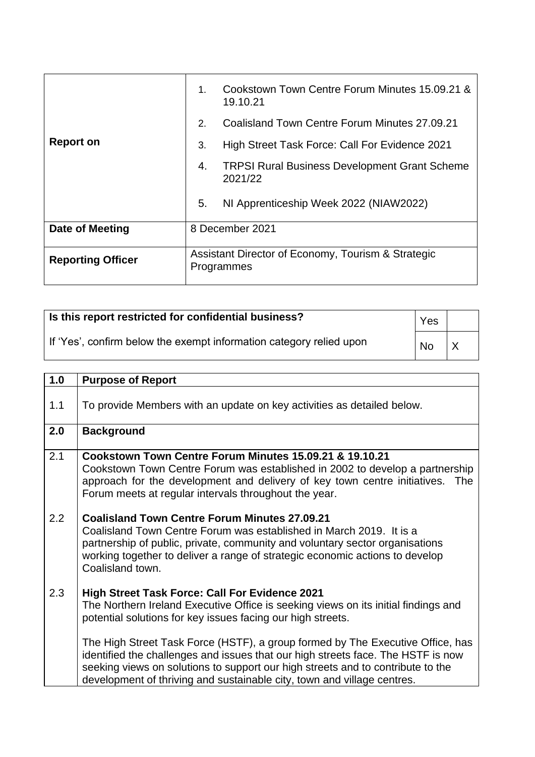| | |
|---|---|
| **Report on** | 1. Cookstown Town Centre Forum Minutes 15.09.21 & 19.10.21<br>2. Coalisland Town Centre Forum Minutes 27.09.21<br>3. High Street Task Force: Call For Evidence 2021<br>4. TRPSI Rural Business Development Grant Scheme 2021/22<br>5. NI Apprenticeship Week 2022 (NIAW2022) |
| **Date of Meeting** | 8 December 2021 |
| **Reporting Officer** | Assistant Director of Economy, Tourism & Strategic Programmes |

| | | |
|---|---|---|
| **Is this report restricted for confidential business?** | Yes | |
| If 'Yes', confirm below the exempt information category relied upon | No | X |

| | |
|---|---|
| **1.0** | **Purpose of Report** |
| 1.1 | To provide Members with an update on key activities as detailed below. |
| **2.0** | **Background** |
| 2.1 | **Cookstown Town Centre Forum Minutes 15.09.21 & 19.10.21**<br>Cookstown Town Centre Forum was established in 2002 to develop a partnership approach for the development and delivery of key town centre initiatives. The Forum meets at regular intervals throughout the year. |
| 2.2 | **Coalisland Town Centre Forum Minutes 27.09.21**<br>Coalisland Town Centre Forum was established in March 2019. It is a partnership of public, private, community and voluntary sector organisations working together to deliver a range of strategic economic actions to develop Coalisland town. |
| 2.3 | **High Street Task Force: Call For Evidence 2021**<br>The Northern Ireland Executive Office is seeking views on its initial findings and potential solutions for key issues facing our high streets.<br><br>The High Street Task Force (HSTF), a group formed by The Executive Office, has identified the challenges and issues that our high streets face. The HSTF is now seeking views on solutions to support our high streets and to contribute to the development of thriving and sustainable city, town and village centres. |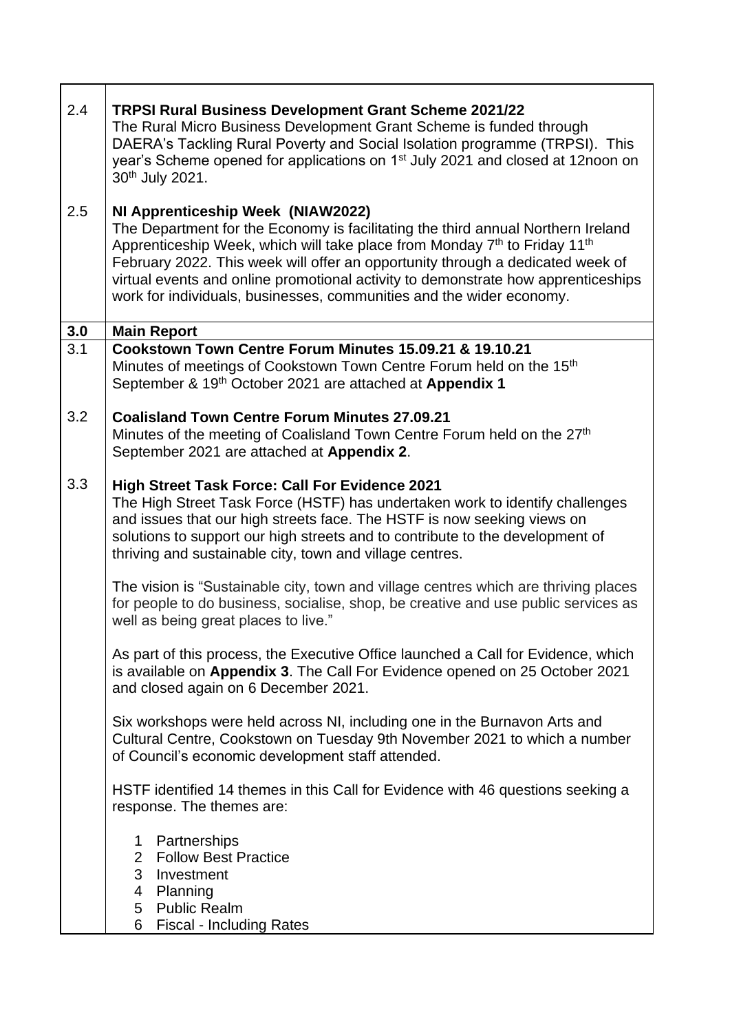| | |
|---|---|
| 2.4 | **TRPSI Rural Business Development Grant Scheme 2021/22**<br>The Rural Micro Business Development Grant Scheme is funded through DAERA's Tackling Rural Poverty and Social Isolation programme (TRPSI). This year's Scheme opened for applications on 1st July 2021 and closed at 12noon on 30th July 2021. |
| 2.5 | **NI Apprenticeship Week (NIAW2022)**<br>The Department for the Economy is facilitating the third annual Northern Ireland Apprenticeship Week, which will take place from Monday 7th to Friday 11th February 2022. This week will offer an opportunity through a dedicated week of virtual events and online promotional activity to demonstrate how apprenticeships work for individuals, businesses, communities and the wider economy. |
| **3.0** | **Main Report** |
| 3.1 | **Cookstown Town Centre Forum Minutes 15.09.21 & 19.10.21**<br>Minutes of meetings of Cookstown Town Centre Forum held on the 15th September & 19th October 2021 are attached at **Appendix 1** |
| 3.2 | **Coalisland Town Centre Forum Minutes 27.09.21**<br>Minutes of the meeting of Coalisland Town Centre Forum held on the 27th September 2021 are attached at **Appendix 2**. |
| 3.3 | **High Street Task Force: Call For Evidence 2021**<br>The High Street Task Force (HSTF) has undertaken work to identify challenges and issues that our high streets face. The HSTF is now seeking views on solutions to support our high streets and to contribute to the development of thriving and sustainable city, town and village centres.<br><br>The vision is "Sustainable city, town and village centres which are thriving places for people to do business, socialise, shop, be creative and use public services as well as being great places to live."<br><br>As part of this process, the Executive Office launched a Call for Evidence, which is available on **Appendix 3**. The Call For Evidence opened on 25 October 2021 and closed again on 6 December 2021.<br><br>Six workshops were held across NI, including one in the Burnavon Arts and Cultural Centre, Cookstown on Tuesday 9th November 2021 to which a number of Council's economic development staff attended.<br><br>HSTF identified 14 themes in this Call for Evidence with 46 questions seeking a response. The themes are:<br><br>1 Partnerships<br>2 Follow Best Practice<br>3 Investment<br>4 Planning<br>5 Public Realm<br>6 Fiscal - Including Rates |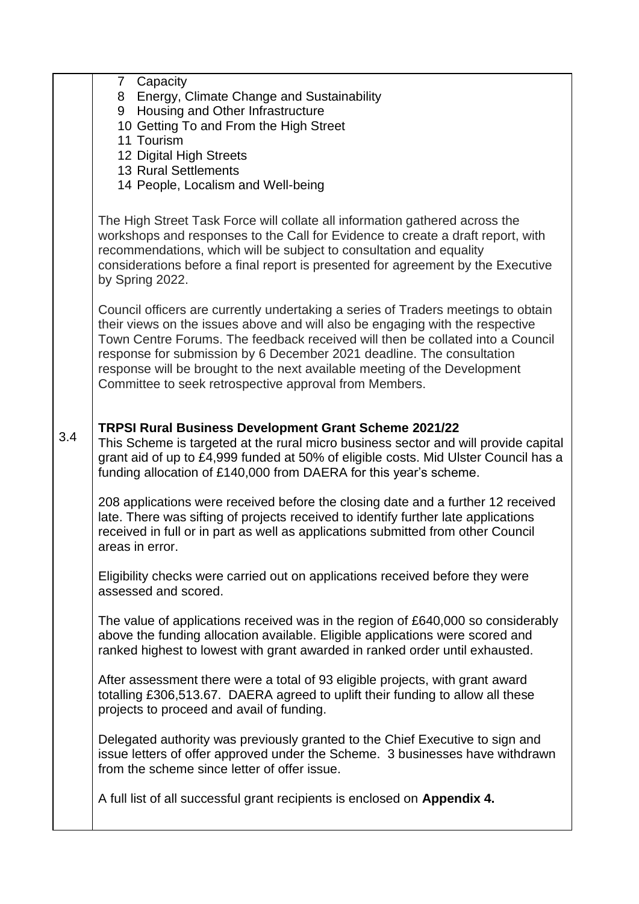7 Capacity
8 Energy, Climate Change and Sustainability
9 Housing and Other Infrastructure
10 Getting To and From the High Street
11 Tourism
12 Digital High Streets
13 Rural Settlements
14 People, Localism and Well-being

The High Street Task Force will collate all information gathered across the workshops and responses to the Call for Evidence to create a draft report, with recommendations, which will be subject to consultation and equality considerations before a final report is presented for agreement by the Executive by Spring 2022.

Council officers are currently undertaking a series of Traders meetings to obtain their views on the issues above and will also be engaging with the respective Town Centre Forums. The feedback received will then be collated into a Council response for submission by 6 December 2021 deadline. The consultation response will be brought to the next available meeting of the Development Committee to seek retrospective approval from Members.

3.4

**TRPSI Rural Business Development Grant Scheme 2021/22**

This Scheme is targeted at the rural micro business sector and will provide capital grant aid of up to £4,999 funded at 50% of eligible costs. Mid Ulster Council has a funding allocation of £140,000 from DAERA for this year's scheme.

208 applications were received before the closing date and a further 12 received late. There was sifting of projects received to identify further late applications received in full or in part as well as applications submitted from other Council areas in error.

Eligibility checks were carried out on applications received before they were assessed and scored.

The value of applications received was in the region of £640,000 so considerably above the funding allocation available. Eligible applications were scored and ranked highest to lowest with grant awarded in ranked order until exhausted.

After assessment there were a total of 93 eligible projects, with grant award totalling £306,513.67. DAERA agreed to uplift their funding to allow all these projects to proceed and avail of funding.

Delegated authority was previously granted to the Chief Executive to sign and issue letters of offer approved under the Scheme. 3 businesses have withdrawn from the scheme since letter of offer issue.

A full list of all successful grant recipients is enclosed on **Appendix 4.**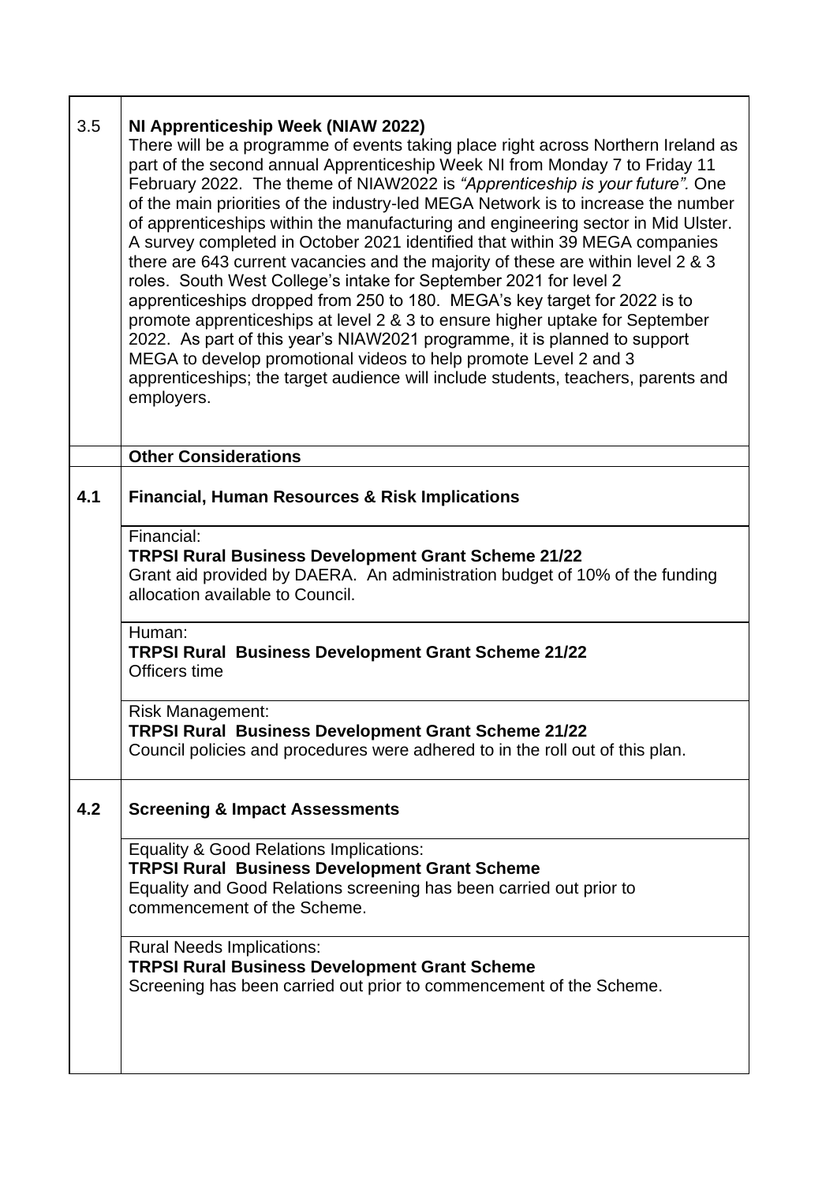| | |
|---|---|
| 3.5 | **NI Apprenticeship Week (NIAW 2022)**<br>There will be a programme of events taking place right across Northern Ireland as part of the second annual Apprenticeship Week NI from Monday 7 to Friday 11 February 2022. The theme of NIAW2022 is *"Apprenticeship is your future".* One of the main priorities of the industry-led MEGA Network is to increase the number of apprenticeships within the manufacturing and engineering sector in Mid Ulster. A survey completed in October 2021 identified that within 39 MEGA companies there are 643 current vacancies and the majority of these are within level 2 & 3 roles. South West College's intake for September 2021 for level 2 apprenticeships dropped from 250 to 180. MEGA's key target for 2022 is to promote apprenticeships at level 2 & 3 to ensure higher uptake for September 2022. As part of this year's NIAW2021 programme, it is planned to support MEGA to develop promotional videos to help promote Level 2 and 3 apprenticeships; the target audience will include students, teachers, parents and employers. |
| | **Other Considerations** |
| **4.1** | **Financial, Human Resources & Risk Implications** |
| | Financial:<br>**TRPSI Rural Business Development Grant Scheme 21/22**<br>Grant aid provided by DAERA. An administration budget of 10% of the funding allocation available to Council. |
| | Human:<br>**TRPSI Rural Business Development Grant Scheme 21/22**<br>Officers time |
| | Risk Management:<br>**TRPSI Rural Business Development Grant Scheme 21/22**<br>Council policies and procedures were adhered to in the roll out of this plan. |
| **4.2** | **Screening & Impact Assessments** |
| | Equality & Good Relations Implications:<br>**TRPSI Rural Business Development Grant Scheme**<br>Equality and Good Relations screening has been carried out prior to commencement of the Scheme. |
| | Rural Needs Implications:<br>**TRPSI Rural Business Development Grant Scheme**<br>Screening has been carried out prior to commencement of the Scheme. |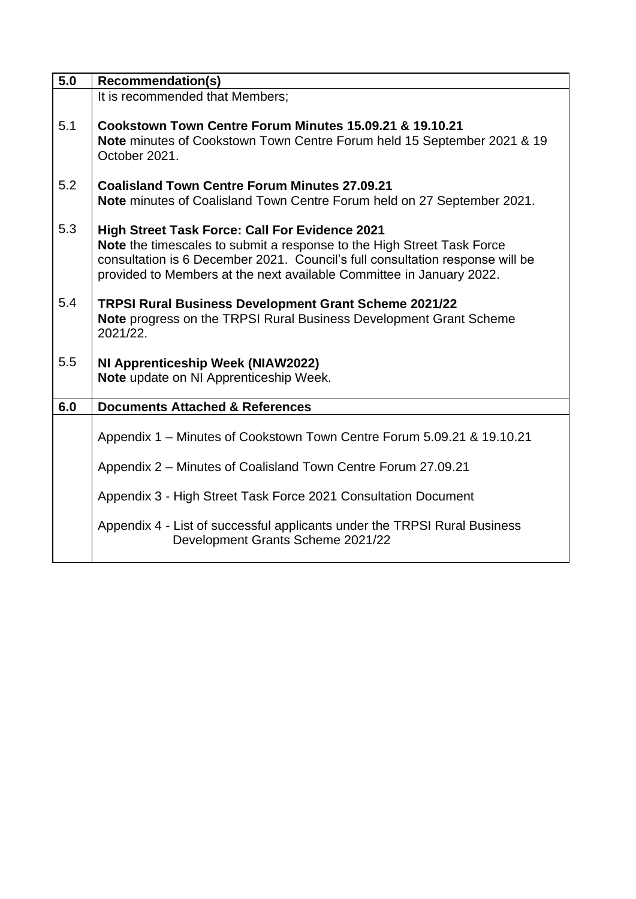| 5.0 | **Recommendation(s)** |
|---|---|
| | It is recommended that Members; |
| 5.1 | **Cookstown Town Centre Forum Minutes 15.09.21 & 19.10.21**<br>**Note** minutes of Cookstown Town Centre Forum held 15 September 2021 & 19 October 2021. |
| 5.2 | **Coalisland Town Centre Forum Minutes 27.09.21**<br>**Note** minutes of Coalisland Town Centre Forum held on 27 September 2021. |
| 5.3 | **High Street Task Force: Call For Evidence 2021**<br>**Note** the timescales to submit a response to the High Street Task Force consultation is 6 December 2021. Council's full consultation response will be provided to Members at the next available Committee in January 2022. |
| 5.4 | **TRPSI Rural Business Development Grant Scheme 2021/22**<br>**Note** progress on the TRPSI Rural Business Development Grant Scheme 2021/22. |
| 5.5 | **NI Apprenticeship Week (NIAW2022)**<br>**Note** update on NI Apprenticeship Week. |
| **6.0** | **Documents Attached & References** |
| | Appendix 1 – Minutes of Cookstown Town Centre Forum 5.09.21 & 19.10.21<br><br>Appendix 2 – Minutes of Coalisland Town Centre Forum 27.09.21<br><br>Appendix 3 - High Street Task Force 2021 Consultation Document<br><br>Appendix 4 - List of successful applicants under the TRPSI Rural Business Development Grants Scheme 2021/22 |